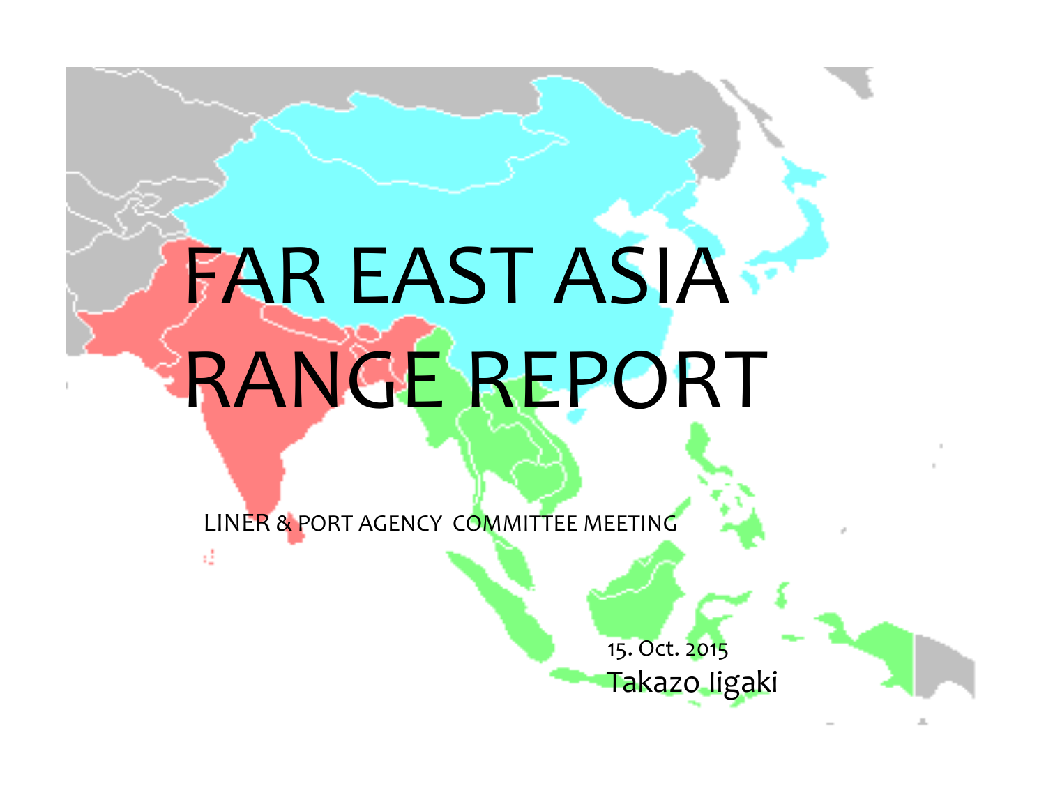# FAR EAST ASIA RANGE REPORT

LINER & PORT AGENCY COMMITTEE MEETING

15. Oct. 2015

Takazo Iigaki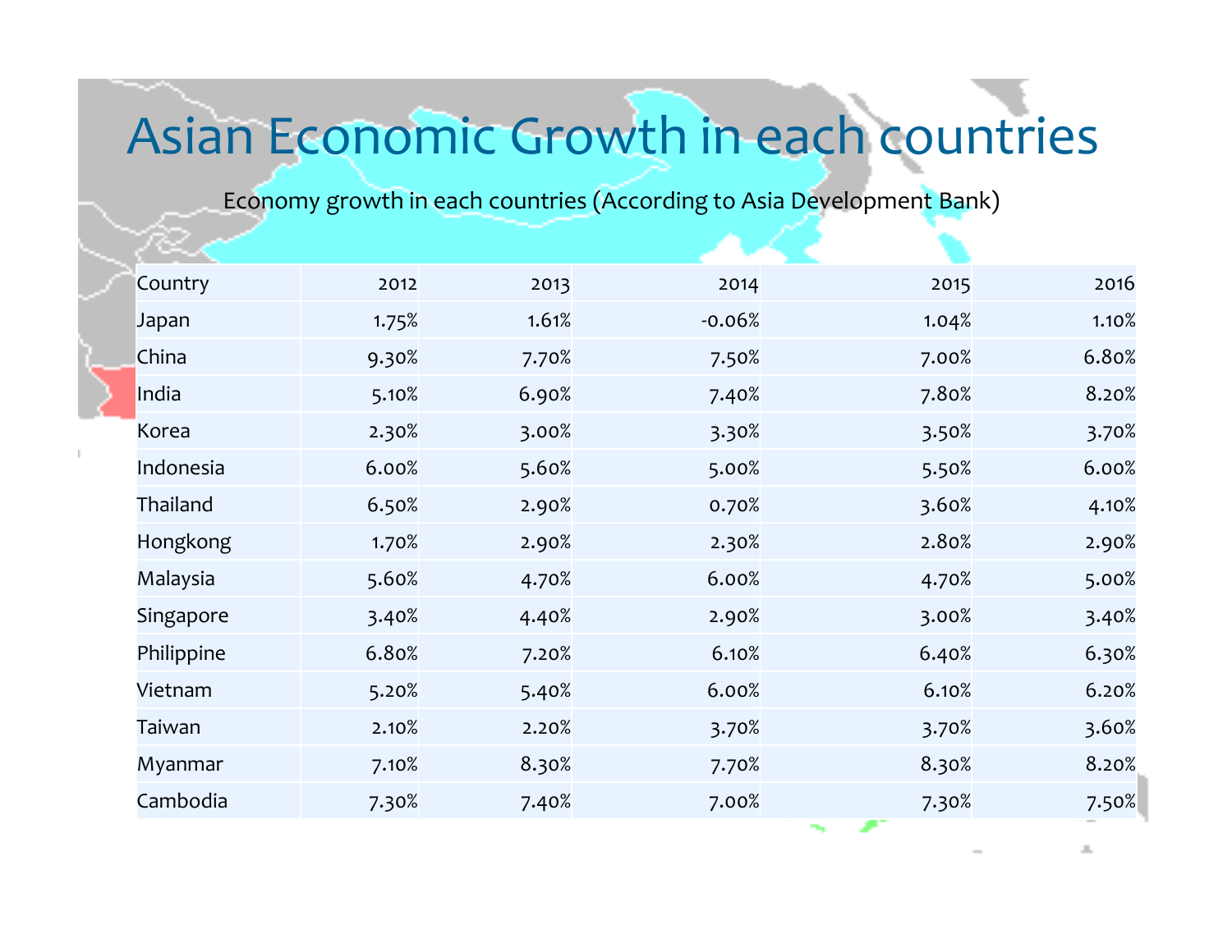# Asian Economic Growth in each countries

Economy growth in each countries (According to Asia Development Bank)

| Country | 2012 | 2013 | 2014 | 2015 | 2016 |
|---|---|---|---|---|---|
| Japan | 1.75% | 1.61% | -0.06% | 1.04% | 1.10% |
| China | 9.30% | 7.70% | 7.50% | 7.00% | 6.80% |
| India | 5.10% | 6.90% | 7.40% | 7.80% | 8.20% |
| Korea | 2.30% | 3.00% | 3.30% | 3.50% | 3.70% |
| Indonesia | 6.00% | 5.60% | 5.00% | 5.50% | 6.00% |
| Thailand | 6.50% | 2.90% | 0.70% | 3.60% | 4.10% |
| Hongkong | 1.70% | 2.90% | 2.30% | 2.80% | 2.90% |
| Malaysia | 5.60% | 4.70% | 6.00% | 4.70% | 5.00% |
| Singapore | 3.40% | 4.40% | 2.90% | 3.00% | 3.40% |
| Philippine | 6.80% | 7.20% | 6.10% | 6.40% | 6.30% |
| Vietnam | 5.20% | 5.40% | 6.00% | 6.10% | 6.20% |
| Taiwan | 2.10% | 2.20% | 3.70% | 3.70% | 3.60% |
| Myanmar | 7.10% | 8.30% | 7.70% | 8.30% | 8.20% |
| Cambodia | 7.30% | 7.40% | 7.00% | 7.30% | 7.50% |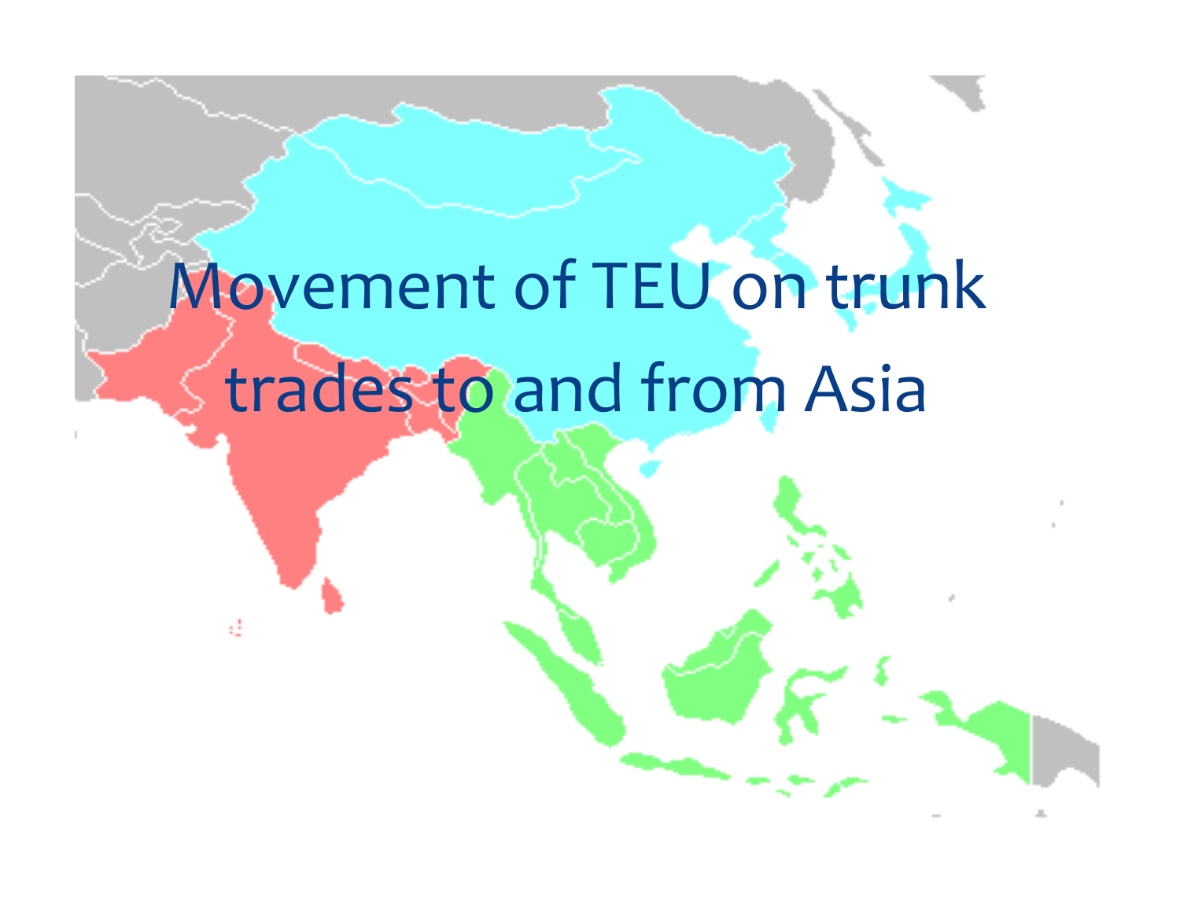# Movement of TEU on trunk trades to and from Asia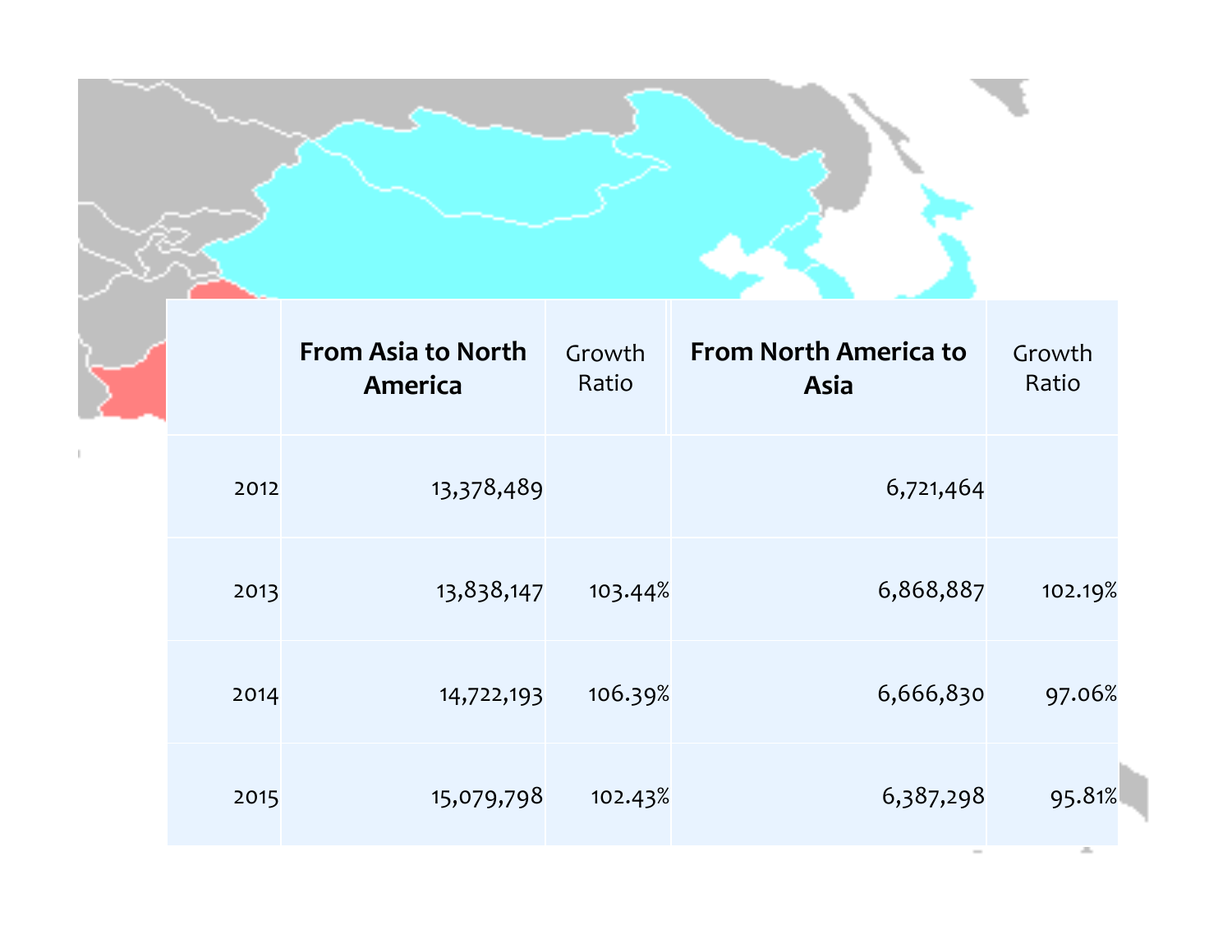| | From Asia to North America | Growth Ratio | From North America to Asia | Growth Ratio |
|---|---|---|---|---|
| 2012 | 13,378,489 | | 6,721,464 | |
| 2013 | 13,838,147 | 103.44% | 6,868,887 | 102.19% |
| 2014 | 14,722,193 | 106.39% | 6,666,830 | 97.06% |
| 2015 | 15,079,798 | 102.43% | 6,387,298 | 95.81% |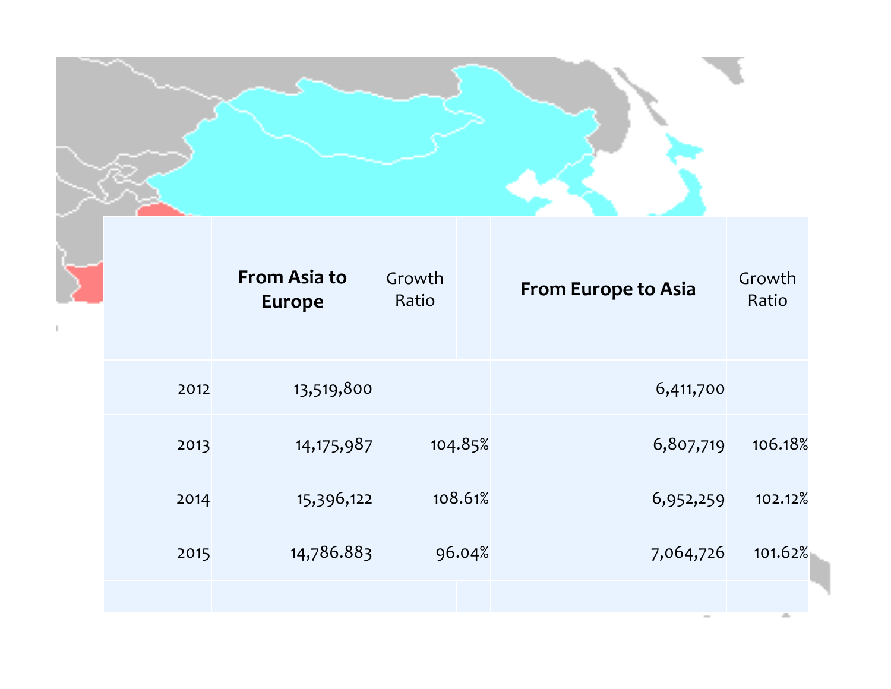| | From Asia to Europe | Growth Ratio | From Europe to Asia | Growth Ratio |
|---|---|---|---|---|
| 2012 | 13,519,800 | | 6,411,700 | |
| 2013 | 14,175,987 | 104.85% | 6,807,719 | 106.18% |
| 2014 | 15,396,122 | 108.61% | 6,952,259 | 102.12% |
| 2015 | 14,786.883 | 96.04% | 7,064,726 | 101.62% |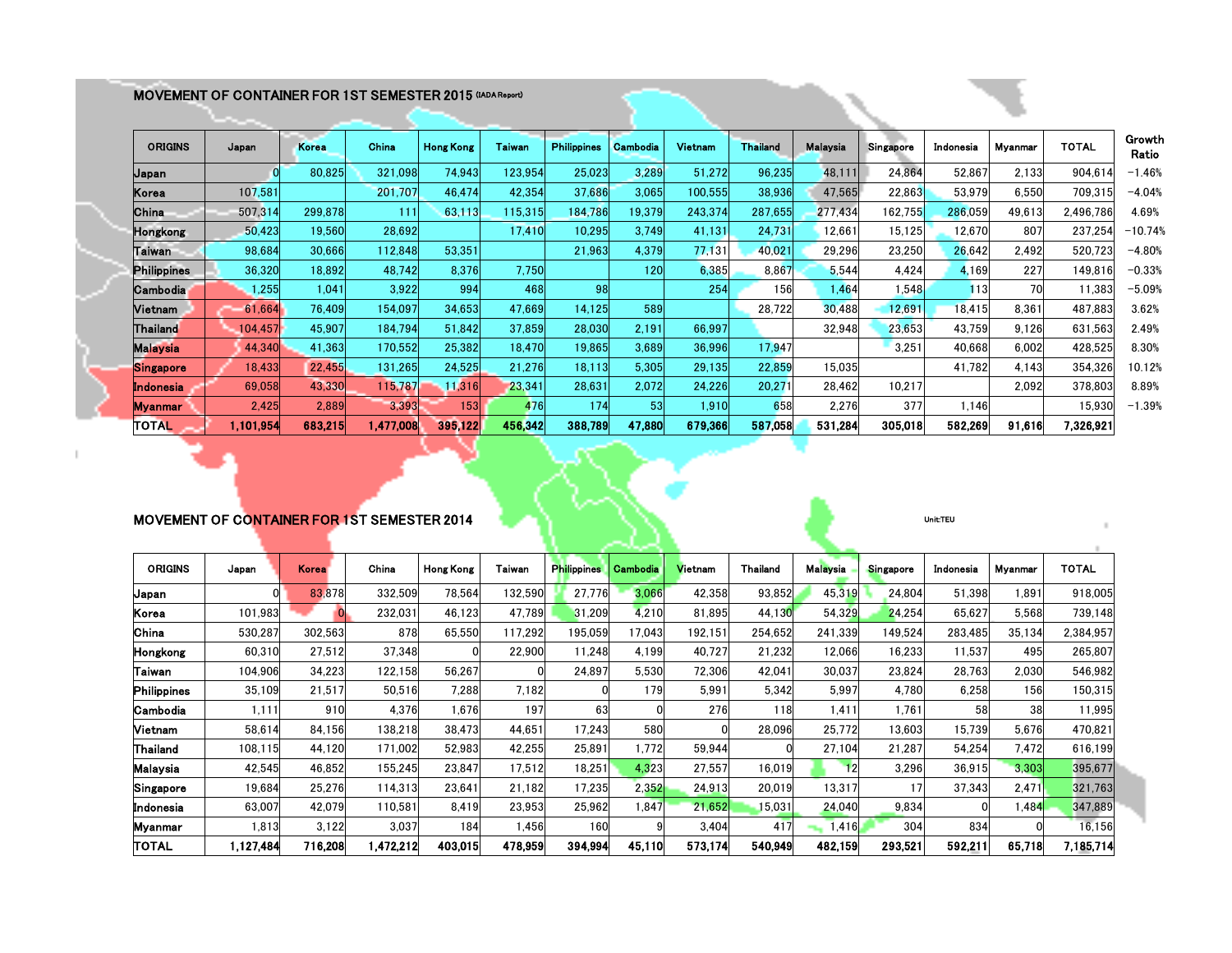## MOVEMENT OF CONTAINER FOR 1ST SEMESTER 2015 (IADA Report)

| ORIGINS | Japan | Korea | China | Hong Kong | Taiwan | Philippines | Cambodia | Vietnam | Thailand | Malaysia | Singapore | Indonesia | Myanmar | TOTAL | Growth Ratio |
|---|---|---|---|---|---|---|---|---|---|---|---|---|---|---|---|
| Japan | 0 | 80,825 | 321,098 | 74,943 | 123,954 | 25,023 | 3,289 | 51,272 | 96,235 | 48,111 | 24,864 | 52,867 | 2,133 | 904,614 | −1.46% |
| Korea | 107,581 | | 201,707 | 46,474 | 42,354 | 37,686 | 3,065 | 100,555 | 38,936 | 47,565 | 22,863 | 53,979 | 6,550 | 709,315 | −4.04% |
| China | 507,314 | 299,878 | 111 | 63,113 | 115,315 | 184,786 | 19,379 | 243,374 | 287,655 | 277,434 | 162,755 | 286,059 | 49,613 | 2,496,786 | 4.69% |
| Hongkong | 50,423 | 19,560 | 28,692 | | 17,410 | 10,295 | 3,749 | 41,131 | 24,731 | 12,661 | 15,125 | 12,670 | 807 | 237,254 | −10.74% |
| Taiwan | 98,684 | 30,666 | 112,848 | 53,351 | | 21,963 | 4,379 | 77,131 | 40,021 | 29,296 | 23,250 | 26,642 | 2,492 | 520,723 | −4.80% |
| Philippines | 36,320 | 18,892 | 48,742 | 8,376 | 7,750 | | 120 | 6,385 | 8,867 | 5,544 | 4,424 | 4,169 | 227 | 149,816 | −0.33% |
| Cambodia | 1,255 | 1,041 | 3,922 | 994 | 468 | 98 | | 254 | 156 | 1,464 | 1,548 | 113 | 70 | 11,383 | −5.09% |
| Vietnam | 61,664 | 76,409 | 154,097 | 34,653 | 47,669 | 14,125 | 589 | | 28,722 | 30,488 | 12,691 | 18,415 | 8,361 | 487,883 | 3.62% |
| Thailand | 104,457 | 45,907 | 184,794 | 51,842 | 37,859 | 28,030 | 2,191 | 66,997 | | 32,948 | 23,653 | 43,759 | 9,126 | 631,563 | 2.49% |
| Malaysia | 44,340 | 41,363 | 170,552 | 25,382 | 18,470 | 19,865 | 3,689 | 36,996 | 17,947 | | 3,251 | 40,668 | 6,002 | 428,525 | 8.30% |
| Singapore | 18,433 | 22,455 | 131,265 | 24,525 | 21,276 | 18,113 | 5,305 | 29,135 | 22,859 | 15,035 | | 41,782 | 4,143 | 354,326 | 10.12% |
| Indonesia | 69,058 | 43,330 | 115,787 | 11,316 | 23,341 | 28,631 | 2,072 | 24,226 | 20,271 | 28,462 | 10,217 | | 2,092 | 378,803 | 8.89% |
| Myanmar | 2,425 | 2,889 | 3,393 | 153 | 476 | 174 | 53 | 1,910 | 658 | 2,276 | 377 | 1,146 | | 15,930 | −1.39% |
| **TOTAL** | **1,101,954** | **683,215** | **1,477,008** | **395,122** | **456,342** | **388,789** | **47,880** | **679,366** | **587,058** | **531,284** | **305,018** | **582,269** | **91,616** | **7,326,921** | |

## MOVEMENT OF CONTAINER FOR 1ST SEMESTER 2014

Unit:TEU

| ORIGINS | Japan | Korea | China | Hong Kong | Taiwan | Philippines | Cambodia | Vietnam | Thailand | Malaysia | Singapore | Indonesia | Myanmar | TOTAL |
|---|---|---|---|---|---|---|---|---|---|---|---|---|---|---|
| Japan | 0 | 83,878 | 332,509 | 78,564 | 132,590 | 27,776 | 3,066 | 42,358 | 93,852 | 45,319 | 24,804 | 51,398 | 1,891 | 918,005 |
| Korea | 101,983 | 0 | 232,031 | 46,123 | 47,789 | 31,209 | 4,210 | 81,895 | 44,130 | 54,329 | 24,254 | 65,627 | 5,568 | 739,148 |
| China | 530,287 | 302,563 | 878 | 65,550 | 117,292 | 195,059 | 17,043 | 192,151 | 254,652 | 241,339 | 149,524 | 283,485 | 35,134 | 2,384,957 |
| Hongkong | 60,310 | 27,512 | 37,348 | 0 | 22,900 | 11,248 | 4,199 | 40,727 | 21,232 | 12,066 | 16,233 | 11,537 | 495 | 265,807 |
| Taiwan | 104,906 | 34,223 | 122,158 | 56,267 | 0 | 24,897 | 5,530 | 72,306 | 42,041 | 30,037 | 23,824 | 28,763 | 2,030 | 546,982 |
| Philippines | 35,109 | 21,517 | 50,516 | 7,288 | 7,182 | 0 | 179 | 5,991 | 5,342 | 5,997 | 4,780 | 6,258 | 156 | 150,315 |
| Cambodia | 1,111 | 910 | 4,376 | 1,676 | 197 | 63 | 0 | 276 | 118 | 1,411 | 1,761 | 58 | 38 | 11,995 |
| Vietnam | 58,614 | 84,156 | 138,218 | 38,473 | 44,651 | 17,243 | 580 | 0 | 28,096 | 25,772 | 13,603 | 15,739 | 5,676 | 470,821 |
| Thailand | 108,115 | 44,120 | 171,002 | 52,983 | 42,255 | 25,891 | 1,772 | 59,944 | 0 | 27,104 | 21,287 | 54,254 | 7,472 | 616,199 |
| Malaysia | 42,545 | 46,852 | 155,245 | 23,847 | 17,512 | 18,251 | 4,323 | 27,557 | 16,019 | 12 | 3,296 | 36,915 | 3,303 | 395,677 |
| Singapore | 19,684 | 25,276 | 114,313 | 23,641 | 21,182 | 17,235 | 2,352 | 24,913 | 20,019 | 13,317 | 17 | 37,343 | 2,471 | 321,763 |
| Indonesia | 63,007 | 42,079 | 110,581 | 8,419 | 23,953 | 25,962 | 1,847 | 21,652 | 15,031 | 24,040 | 9,834 | 0 | 1,484 | 347,889 |
| Myanmar | 1,813 | 3,122 | 3,037 | 184 | 1,456 | 160 | 9 | 3,404 | 417 | 1,416 | 304 | 834 | 0 | 16,156 |
| **TOTAL** | **1,127,484** | **716,208** | **1,472,212** | **403,015** | **478,959** | **394,994** | **45,110** | **573,174** | **540,949** | **482,159** | **293,521** | **592,211** | **65,718** | **7,185,714** |